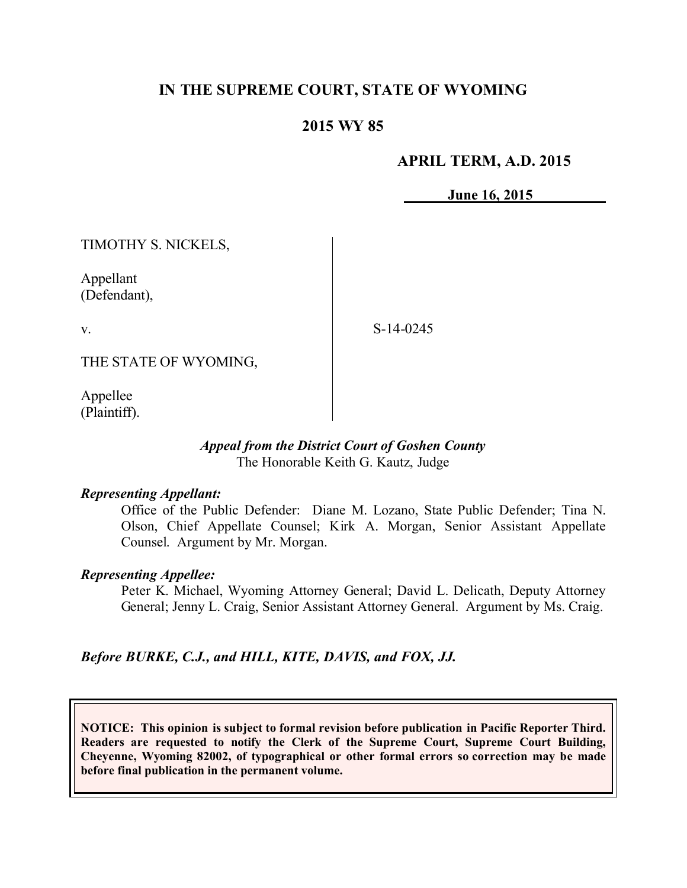# IN THE SUPREME COURT, STATE OF WYOMING

## 2015 WY 85

**APRIL TERM, A.D. 2015**

**June 16, 2015**

TIMOTHY S. NICKELS,

Appellant
(Defendant),

v.

THE STATE OF WYOMING,

Appellee
(Plaintiff).

S-14-0245

*Appeal from the District Court of Goshen County*
The Honorable Keith G. Kautz, Judge

***Representing Appellant:***

Office of the Public Defender: Diane M. Lozano, State Public Defender; Tina N. Olson, Chief Appellate Counsel; Kirk A. Morgan, Senior Assistant Appellate Counsel. Argument by Mr. Morgan.

***Representing Appellee:***

Peter K. Michael, Wyoming Attorney General; David L. Delicath, Deputy Attorney General; Jenny L. Craig, Senior Assistant Attorney General. Argument by Ms. Craig.

***Before BURKE, C.J., and HILL, KITE, DAVIS, and FOX, JJ.***

**NOTICE: This opinion is subject to formal revision before publication in Pacific Reporter Third. Readers are requested to notify the Clerk of the Supreme Court, Supreme Court Building, Cheyenne, Wyoming 82002, of typographical or other formal errors so correction may be made before final publication in the permanent volume.**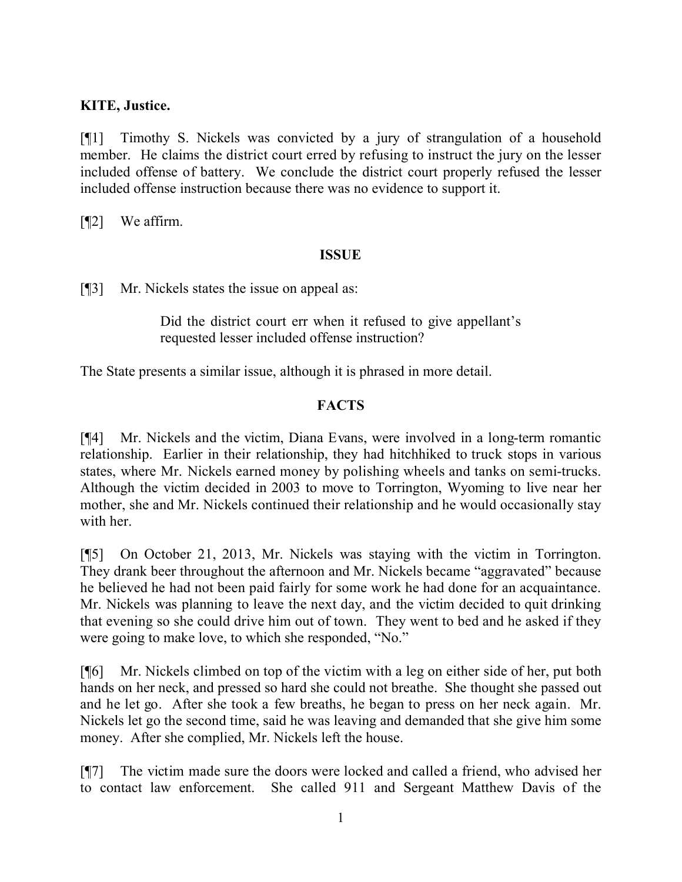**KITE, Justice.**

[¶1] Timothy S. Nickels was convicted by a jury of strangulation of a household member. He claims the district court erred by refusing to instruct the jury on the lesser included offense of battery. We conclude the district court properly refused the lesser included offense instruction because there was no evidence to support it.

[¶2] We affirm.

## ISSUE

[¶3] Mr. Nickels states the issue on appeal as:

> Did the district court err when it refused to give appellant's requested lesser included offense instruction?

The State presents a similar issue, although it is phrased in more detail.

## FACTS

[¶4] Mr. Nickels and the victim, Diana Evans, were involved in a long-term romantic relationship. Earlier in their relationship, they had hitchhiked to truck stops in various states, where Mr. Nickels earned money by polishing wheels and tanks on semi-trucks. Although the victim decided in 2003 to move to Torrington, Wyoming to live near her mother, she and Mr. Nickels continued their relationship and he would occasionally stay with her.

[¶5] On October 21, 2013, Mr. Nickels was staying with the victim in Torrington. They drank beer throughout the afternoon and Mr. Nickels became "aggravated" because he believed he had not been paid fairly for some work he had done for an acquaintance. Mr. Nickels was planning to leave the next day, and the victim decided to quit drinking that evening so she could drive him out of town. They went to bed and he asked if they were going to make love, to which she responded, "No."

[¶6] Mr. Nickels climbed on top of the victim with a leg on either side of her, put both hands on her neck, and pressed so hard she could not breathe. She thought she passed out and he let go. After she took a few breaths, he began to press on her neck again. Mr. Nickels let go the second time, said he was leaving and demanded that she give him some money. After she complied, Mr. Nickels left the house.

[¶7] The victim made sure the doors were locked and called a friend, who advised her to contact law enforcement. She called 911 and Sergeant Matthew Davis of the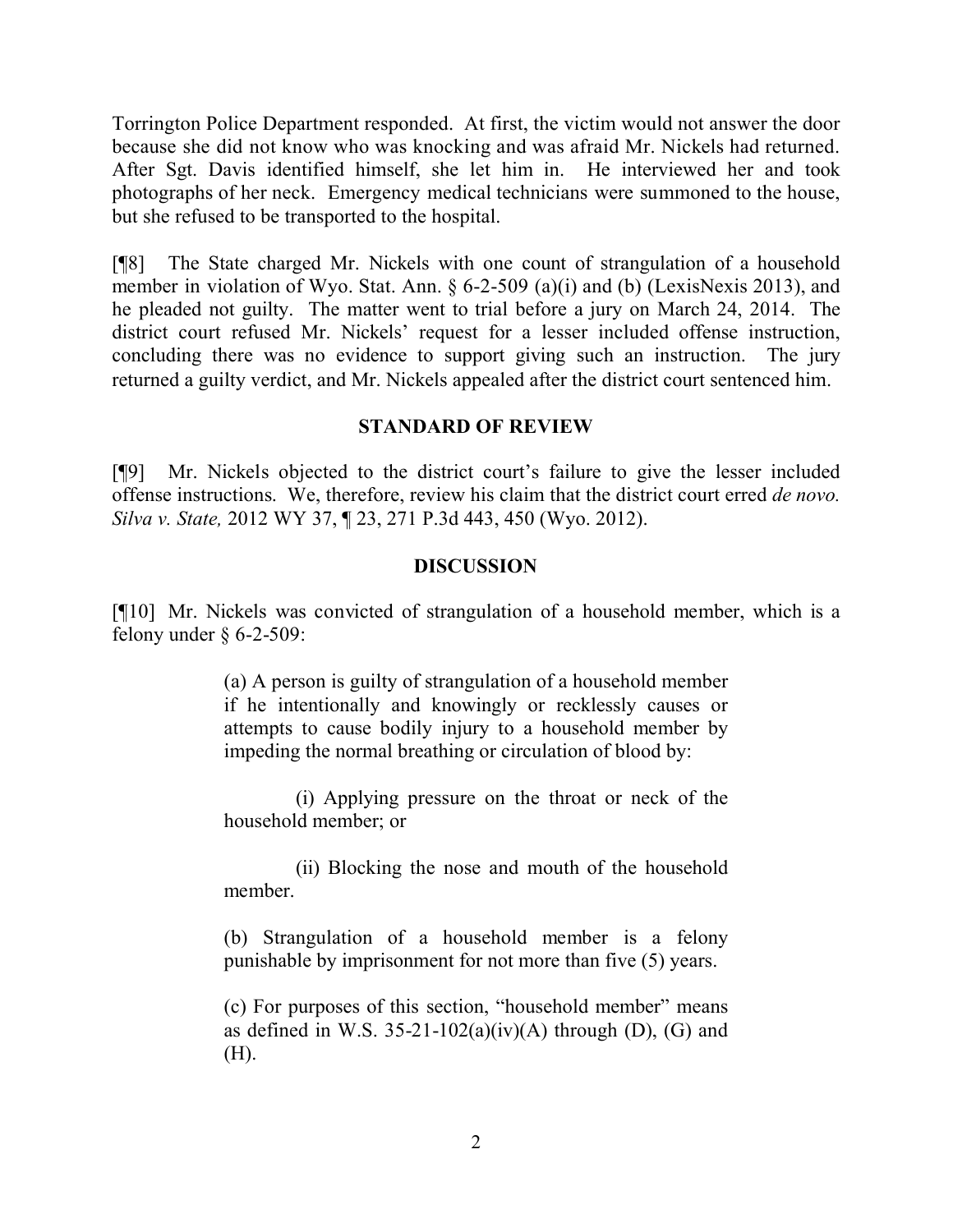Torrington Police Department responded. At first, the victim would not answer the door because she did not know who was knocking and was afraid Mr. Nickels had returned. After Sgt. Davis identified himself, she let him in. He interviewed her and took photographs of her neck. Emergency medical technicians were summoned to the house, but she refused to be transported to the hospital.

[¶8] The State charged Mr. Nickels with one count of strangulation of a household member in violation of Wyo. Stat. Ann. § 6-2-509 (a)(i) and (b) (LexisNexis 2013), and he pleaded not guilty. The matter went to trial before a jury on March 24, 2014. The district court refused Mr. Nickels' request for a lesser included offense instruction, concluding there was no evidence to support giving such an instruction. The jury returned a guilty verdict, and Mr. Nickels appealed after the district court sentenced him.

## STANDARD OF REVIEW

[¶9] Mr. Nickels objected to the district court's failure to give the lesser included offense instructions. We, therefore, review his claim that the district court erred *de novo. Silva v. State,* 2012 WY 37, ¶ 23, 271 P.3d 443, 450 (Wyo. 2012).

## DISCUSSION

[¶10] Mr. Nickels was convicted of strangulation of a household member, which is a felony under § 6-2-509:

> (a) A person is guilty of strangulation of a household member if he intentionally and knowingly or recklessly causes or attempts to cause bodily injury to a household member by impeding the normal breathing or circulation of blood by:
>
> (i) Applying pressure on the throat or neck of the household member; or
>
> (ii) Blocking the nose and mouth of the household member.
>
> (b) Strangulation of a household member is a felony punishable by imprisonment for not more than five (5) years.
>
> (c) For purposes of this section, "household member" means as defined in W.S. 35-21-102(a)(iv)(A) through (D), (G) and (H).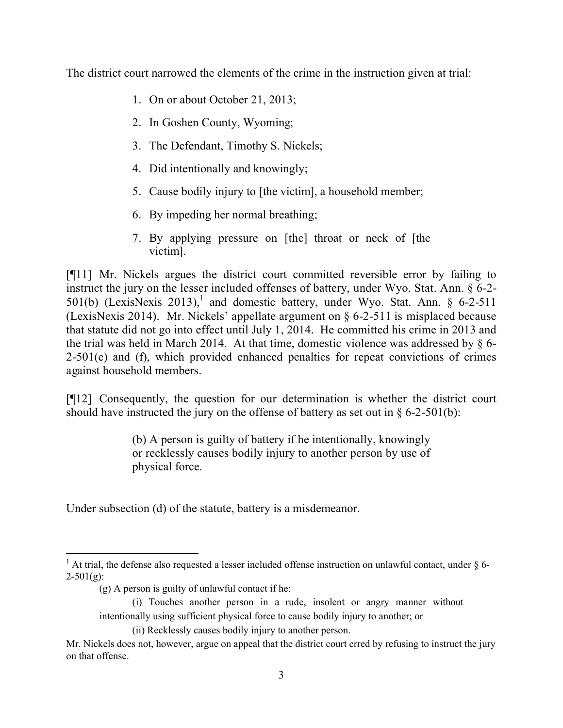The district court narrowed the elements of the crime in the instruction given at trial:

> 1. On or about October 21, 2013;
> 2. In Goshen County, Wyoming;
> 3. The Defendant, Timothy S. Nickels;
> 4. Did intentionally and knowingly;
> 5. Cause bodily injury to [the victim], a household member;
> 6. By impeding her normal breathing;
> 7. By applying pressure on [the] throat or neck of [the victim].

[¶11] Mr. Nickels argues the district court committed reversible error by failing to instruct the jury on the lesser included offenses of battery, under Wyo. Stat. Ann. § 6-2-501(b) (LexisNexis 2013),[1] and domestic battery, under Wyo. Stat. Ann. § 6-2-511 (LexisNexis 2014). Mr. Nickels' appellate argument on § 6-2-511 is misplaced because that statute did not go into effect until July 1, 2014. He committed his crime in 2013 and the trial was held in March 2014. At that time, domestic violence was addressed by § 6-2-501(e) and (f), which provided enhanced penalties for repeat convictions of crimes against household members.

[¶12] Consequently, the question for our determination is whether the district court should have instructed the jury on the offense of battery as set out in § 6-2-501(b):

> (b) A person is guilty of battery if he intentionally, knowingly or recklessly causes bodily injury to another person by use of physical force.

Under subsection (d) of the statute, battery is a misdemeanor.

---

[1] At trial, the defense also requested a lesser included offense instruction on unlawful contact, under § 6-2-501(g):

> (g) A person is guilty of unlawful contact if he:
>
> (i) Touches another person in a rude, insolent or angry manner without intentionally using sufficient physical force to cause bodily injury to another; or
>
> (ii) Recklessly causes bodily injury to another person.

Mr. Nickels does not, however, argue on appeal that the district court erred by refusing to instruct the jury on that offense.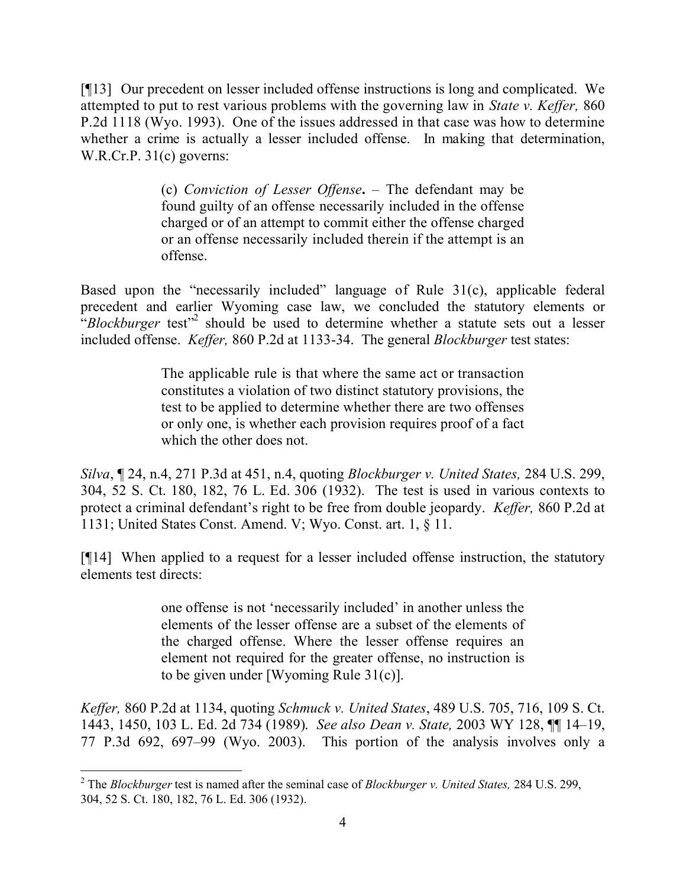[¶13] Our precedent on lesser included offense instructions is long and complicated. We attempted to put to rest various problems with the governing law in *State v. Keffer,* 860 P.2d 1118 (Wyo. 1993). One of the issues addressed in that case was how to determine whether a crime is actually a lesser included offense. In making that determination, W.R.Cr.P. 31(c) governs:

> (c) *Conviction of Lesser Offense***.** – The defendant may be found guilty of an offense necessarily included in the offense charged or of an attempt to commit either the offense charged or an offense necessarily included therein if the attempt is an offense.

Based upon the "necessarily included" language of Rule 31(c), applicable federal precedent and earlier Wyoming case law, we concluded the statutory elements or "*Blockburger* test"[2] should be used to determine whether a statute sets out a lesser included offense. *Keffer,* 860 P.2d at 1133-34. The general *Blockburger* test states:

> The applicable rule is that where the same act or transaction constitutes a violation of two distinct statutory provisions, the test to be applied to determine whether there are two offenses or only one, is whether each provision requires proof of a fact which the other does not.

*Silva*, ¶ 24, n.4, 271 P.3d at 451, n.4, quoting *Blockburger v. United States,* 284 U.S. 299, 304, 52 S. Ct. 180, 182, 76 L. Ed. 306 (1932). The test is used in various contexts to protect a criminal defendant's right to be free from double jeopardy. *Keffer,* 860 P.2d at 1131; United States Const. Amend. V; Wyo. Const. art. 1, § 11.

[¶14] When applied to a request for a lesser included offense instruction, the statutory elements test directs:

> one offense is not 'necessarily included' in another unless the elements of the lesser offense are a subset of the elements of the charged offense. Where the lesser offense requires an element not required for the greater offense, no instruction is to be given under [Wyoming Rule 31(c)].

*Keffer,* 860 P.2d at 1134, quoting *Schmuck v. United States*, 489 U.S. 705, 716, 109 S. Ct. 1443, 1450, 103 L. Ed. 2d 734 (1989). *See also Dean v. State,* 2003 WY 128, ¶¶ 14–19, 77 P.3d 692, 697–99 (Wyo. 2003). This portion of the analysis involves only a

---

[2] The *Blockburger* test is named after the seminal case of *Blockburger v. United States,* 284 U.S. 299, 304, 52 S. Ct. 180, 182, 76 L. Ed. 306 (1932).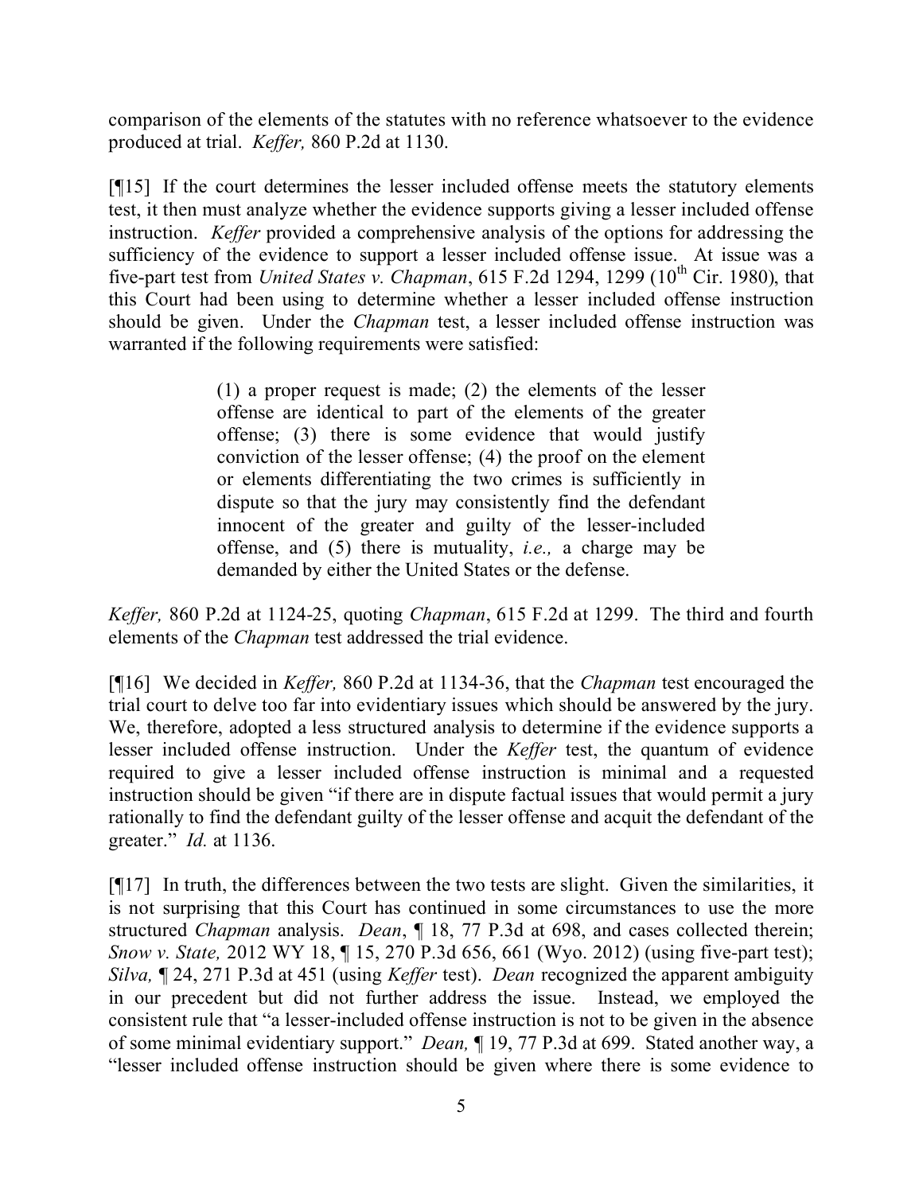comparison of the elements of the statutes with no reference whatsoever to the evidence produced at trial. *Keffer,* 860 P.2d at 1130.

[¶15] If the court determines the lesser included offense meets the statutory elements test, it then must analyze whether the evidence supports giving a lesser included offense instruction. *Keffer* provided a comprehensive analysis of the options for addressing the sufficiency of the evidence to support a lesser included offense issue. At issue was a five-part test from *United States v. Chapman*, 615 F.2d 1294, 1299 (10th Cir. 1980), that this Court had been using to determine whether a lesser included offense instruction should be given. Under the *Chapman* test, a lesser included offense instruction was warranted if the following requirements were satisfied:

> (1) a proper request is made; (2) the elements of the lesser offense are identical to part of the elements of the greater offense; (3) there is some evidence that would justify conviction of the lesser offense; (4) the proof on the element or elements differentiating the two crimes is sufficiently in dispute so that the jury may consistently find the defendant innocent of the greater and guilty of the lesser-included offense, and (5) there is mutuality, *i.e.,* a charge may be demanded by either the United States or the defense.

*Keffer,* 860 P.2d at 1124-25, quoting *Chapman*, 615 F.2d at 1299. The third and fourth elements of the *Chapman* test addressed the trial evidence.

[¶16] We decided in *Keffer,* 860 P.2d at 1134-36, that the *Chapman* test encouraged the trial court to delve too far into evidentiary issues which should be answered by the jury. We, therefore, adopted a less structured analysis to determine if the evidence supports a lesser included offense instruction. Under the *Keffer* test, the quantum of evidence required to give a lesser included offense instruction is minimal and a requested instruction should be given "if there are in dispute factual issues that would permit a jury rationally to find the defendant guilty of the lesser offense and acquit the defendant of the greater." *Id.* at 1136.

[¶17] In truth, the differences between the two tests are slight. Given the similarities, it is not surprising that this Court has continued in some circumstances to use the more structured *Chapman* analysis. *Dean*, ¶ 18, 77 P.3d at 698, and cases collected therein; *Snow v. State,* 2012 WY 18, ¶ 15, 270 P.3d 656, 661 (Wyo. 2012) (using five-part test); *Silva,* ¶ 24, 271 P.3d at 451 (using *Keffer* test). *Dean* recognized the apparent ambiguity in our precedent but did not further address the issue. Instead, we employed the consistent rule that "a lesser-included offense instruction is not to be given in the absence of some minimal evidentiary support." *Dean,* ¶ 19, 77 P.3d at 699. Stated another way, a "lesser included offense instruction should be given where there is some evidence to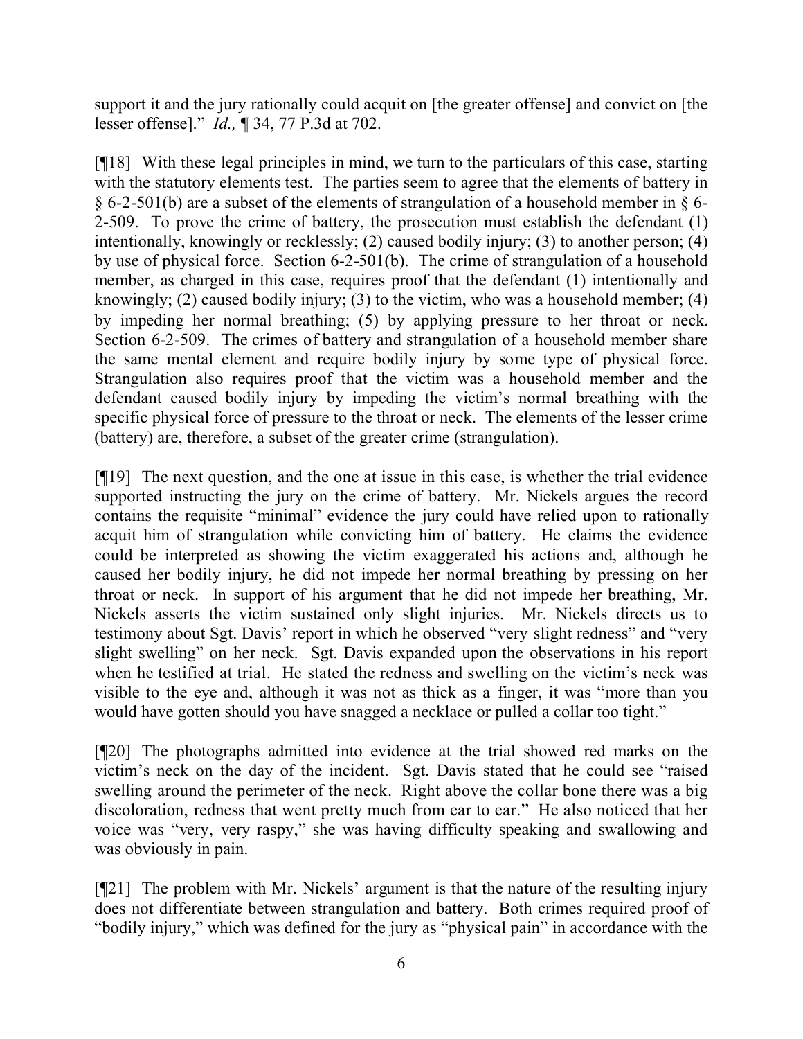support it and the jury rationally could acquit on [the greater offense] and convict on [the lesser offense]." *Id.,* ¶ 34, 77 P.3d at 702.

[¶18] With these legal principles in mind, we turn to the particulars of this case, starting with the statutory elements test. The parties seem to agree that the elements of battery in § 6-2-501(b) are a subset of the elements of strangulation of a household member in § 6-2-509. To prove the crime of battery, the prosecution must establish the defendant (1) intentionally, knowingly or recklessly; (2) caused bodily injury; (3) to another person; (4) by use of physical force. Section 6-2-501(b). The crime of strangulation of a household member, as charged in this case, requires proof that the defendant (1) intentionally and knowingly; (2) caused bodily injury; (3) to the victim, who was a household member; (4) by impeding her normal breathing; (5) by applying pressure to her throat or neck. Section 6-2-509. The crimes of battery and strangulation of a household member share the same mental element and require bodily injury by some type of physical force. Strangulation also requires proof that the victim was a household member and the defendant caused bodily injury by impeding the victim's normal breathing with the specific physical force of pressure to the throat or neck. The elements of the lesser crime (battery) are, therefore, a subset of the greater crime (strangulation).

[¶19] The next question, and the one at issue in this case, is whether the trial evidence supported instructing the jury on the crime of battery. Mr. Nickels argues the record contains the requisite "minimal" evidence the jury could have relied upon to rationally acquit him of strangulation while convicting him of battery. He claims the evidence could be interpreted as showing the victim exaggerated his actions and, although he caused her bodily injury, he did not impede her normal breathing by pressing on her throat or neck. In support of his argument that he did not impede her breathing, Mr. Nickels asserts the victim sustained only slight injuries. Mr. Nickels directs us to testimony about Sgt. Davis' report in which he observed "very slight redness" and "very slight swelling" on her neck. Sgt. Davis expanded upon the observations in his report when he testified at trial. He stated the redness and swelling on the victim's neck was visible to the eye and, although it was not as thick as a finger, it was "more than you would have gotten should you have snagged a necklace or pulled a collar too tight."

[¶20] The photographs admitted into evidence at the trial showed red marks on the victim's neck on the day of the incident. Sgt. Davis stated that he could see "raised swelling around the perimeter of the neck. Right above the collar bone there was a big discoloration, redness that went pretty much from ear to ear." He also noticed that her voice was "very, very raspy," she was having difficulty speaking and swallowing and was obviously in pain.

[¶21] The problem with Mr. Nickels' argument is that the nature of the resulting injury does not differentiate between strangulation and battery. Both crimes required proof of "bodily injury," which was defined for the jury as "physical pain" in accordance with the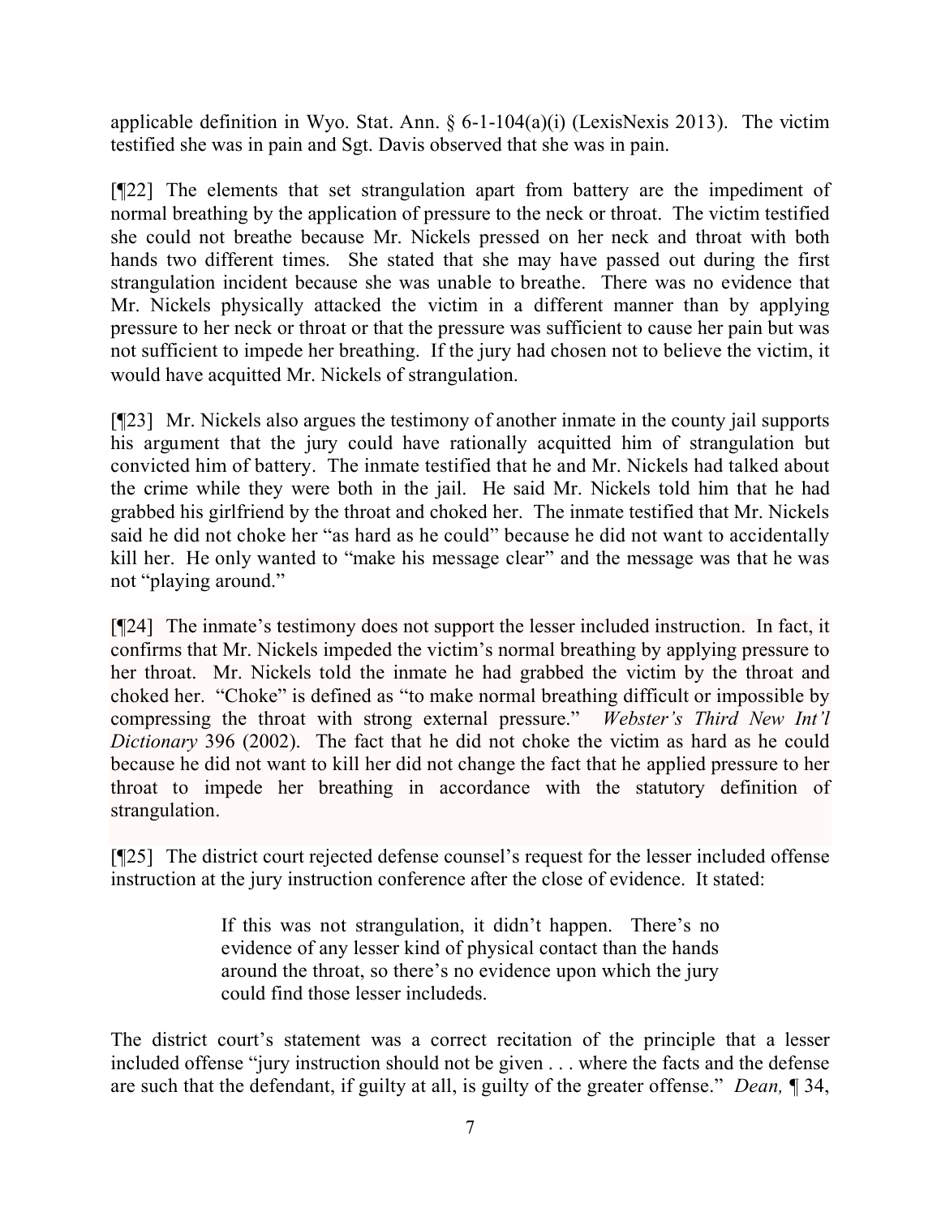applicable definition in Wyo. Stat. Ann. § 6-1-104(a)(i) (LexisNexis 2013). The victim testified she was in pain and Sgt. Davis observed that she was in pain.

[¶22] The elements that set strangulation apart from battery are the impediment of normal breathing by the application of pressure to the neck or throat. The victim testified she could not breathe because Mr. Nickels pressed on her neck and throat with both hands two different times. She stated that she may have passed out during the first strangulation incident because she was unable to breathe. There was no evidence that Mr. Nickels physically attacked the victim in a different manner than by applying pressure to her neck or throat or that the pressure was sufficient to cause her pain but was not sufficient to impede her breathing. If the jury had chosen not to believe the victim, it would have acquitted Mr. Nickels of strangulation.

[¶23] Mr. Nickels also argues the testimony of another inmate in the county jail supports his argument that the jury could have rationally acquitted him of strangulation but convicted him of battery. The inmate testified that he and Mr. Nickels had talked about the crime while they were both in the jail. He said Mr. Nickels told him that he had grabbed his girlfriend by the throat and choked her. The inmate testified that Mr. Nickels said he did not choke her "as hard as he could" because he did not want to accidentally kill her. He only wanted to "make his message clear" and the message was that he was not "playing around."

[¶24] The inmate's testimony does not support the lesser included instruction. In fact, it confirms that Mr. Nickels impeded the victim's normal breathing by applying pressure to her throat. Mr. Nickels told the inmate he had grabbed the victim by the throat and choked her. "Choke" is defined as "to make normal breathing difficult or impossible by compressing the throat with strong external pressure." *Webster's Third New Int'l Dictionary* 396 (2002). The fact that he did not choke the victim as hard as he could because he did not want to kill her did not change the fact that he applied pressure to her throat to impede her breathing in accordance with the statutory definition of strangulation.

[¶25] The district court rejected defense counsel's request for the lesser included offense instruction at the jury instruction conference after the close of evidence. It stated:

> If this was not strangulation, it didn't happen. There's no evidence of any lesser kind of physical contact than the hands around the throat, so there's no evidence upon which the jury could find those lesser includeds.

The district court's statement was a correct recitation of the principle that a lesser included offense "jury instruction should not be given . . . where the facts and the defense are such that the defendant, if guilty at all, is guilty of the greater offense." *Dean,* ¶ 34,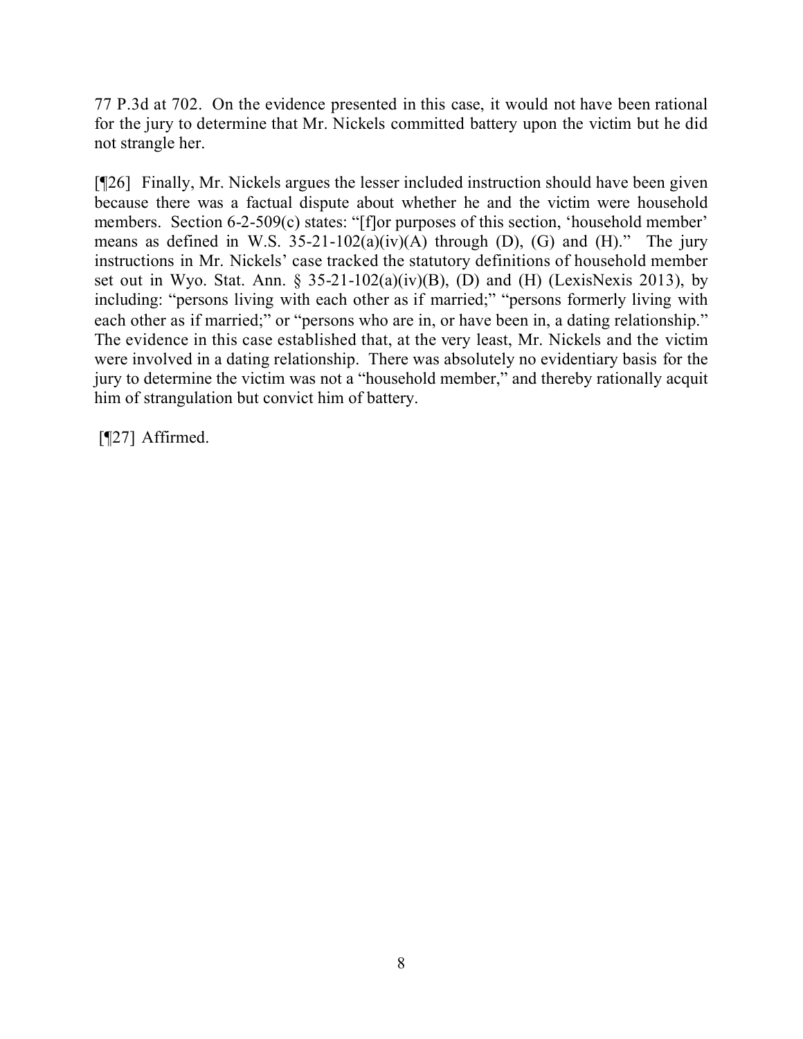77 P.3d at 702. On the evidence presented in this case, it would not have been rational for the jury to determine that Mr. Nickels committed battery upon the victim but he did not strangle her.

[¶26] Finally, Mr. Nickels argues the lesser included instruction should have been given because there was a factual dispute about whether he and the victim were household members. Section 6-2-509(c) states: "[f]or purposes of this section, 'household member' means as defined in W.S. 35-21-102(a)(iv)(A) through (D), (G) and (H)." The jury instructions in Mr. Nickels' case tracked the statutory definitions of household member set out in Wyo. Stat. Ann. § 35-21-102(a)(iv)(B), (D) and (H) (LexisNexis 2013), by including: "persons living with each other as if married;" "persons formerly living with each other as if married;" or "persons who are in, or have been in, a dating relationship." The evidence in this case established that, at the very least, Mr. Nickels and the victim were involved in a dating relationship. There was absolutely no evidentiary basis for the jury to determine the victim was not a "household member," and thereby rationally acquit him of strangulation but convict him of battery.

[¶27] Affirmed.